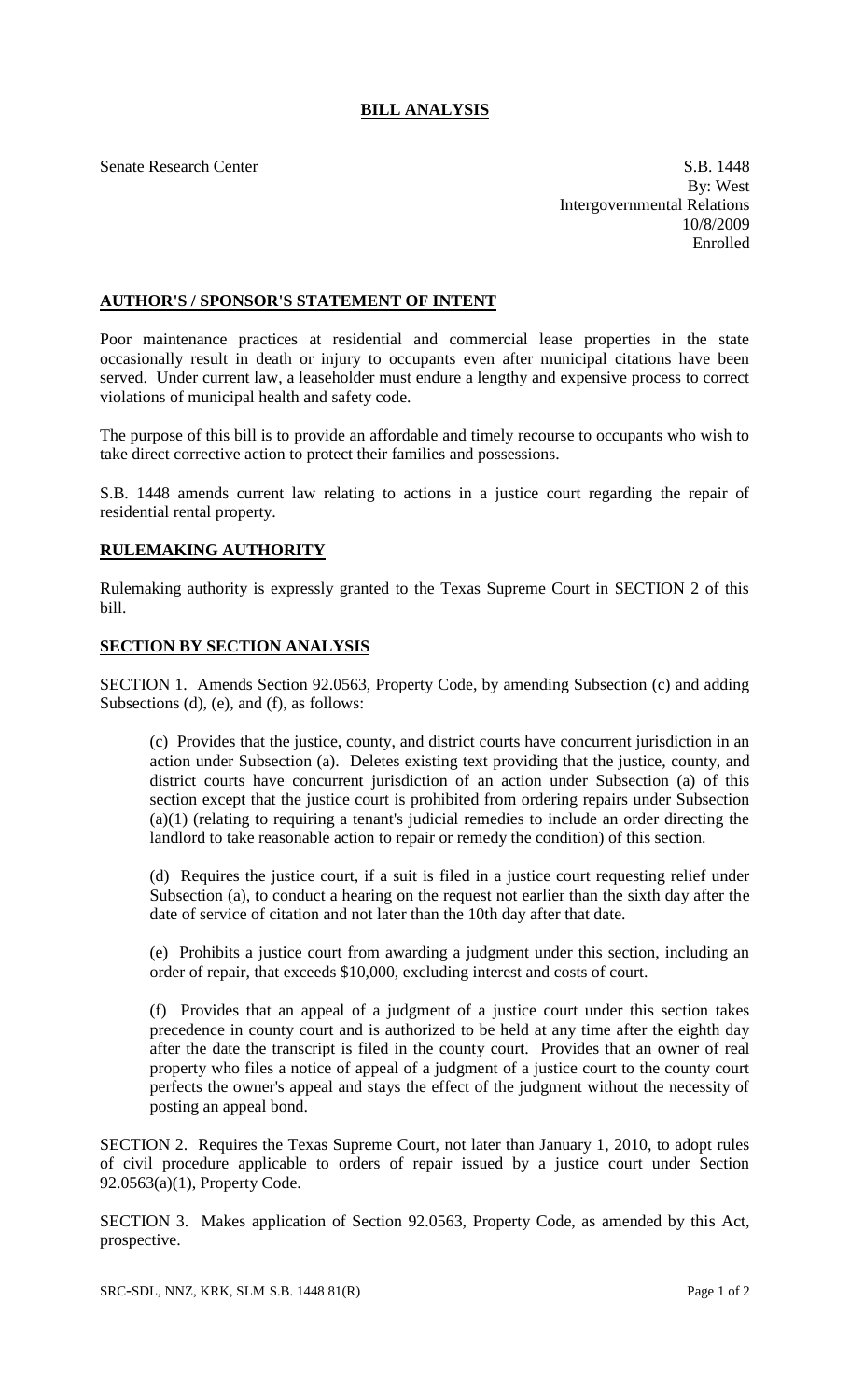# BILL ANALYSIS

Senate Research Center

S.B. 1448
By: West
Intergovernmental Relations
10/8/2009
Enrolled

## AUTHOR'S / SPONSOR'S STATEMENT OF INTENT

Poor maintenance practices at residential and commercial lease properties in the state occasionally result in death or injury to occupants even after municipal citations have been served. Under current law, a leaseholder must endure a lengthy and expensive process to correct violations of municipal health and safety code.

The purpose of this bill is to provide an affordable and timely recourse to occupants who wish to take direct corrective action to protect their families and possessions.

S.B. 1448 amends current law relating to actions in a justice court regarding the repair of residential rental property.

## RULEMAKING AUTHORITY

Rulemaking authority is expressly granted to the Texas Supreme Court in SECTION 2 of this bill.

## SECTION BY SECTION ANALYSIS

SECTION 1. Amends Section 92.0563, Property Code, by amending Subsection (c) and adding Subsections (d), (e), and (f), as follows:

(c) Provides that the justice, county, and district courts have concurrent jurisdiction in an action under Subsection (a). Deletes existing text providing that the justice, county, and district courts have concurrent jurisdiction of an action under Subsection (a) of this section except that the justice court is prohibited from ordering repairs under Subsection (a)(1) (relating to requiring a tenant's judicial remedies to include an order directing the landlord to take reasonable action to repair or remedy the condition) of this section.

(d) Requires the justice court, if a suit is filed in a justice court requesting relief under Subsection (a), to conduct a hearing on the request not earlier than the sixth day after the date of service of citation and not later than the 10th day after that date.

(e) Prohibits a justice court from awarding a judgment under this section, including an order of repair, that exceeds $10,000, excluding interest and costs of court.

(f) Provides that an appeal of a judgment of a justice court under this section takes precedence in county court and is authorized to be held at any time after the eighth day after the date the transcript is filed in the county court. Provides that an owner of real property who files a notice of appeal of a judgment of a justice court to the county court perfects the owner's appeal and stays the effect of the judgment without the necessity of posting an appeal bond.

SECTION 2. Requires the Texas Supreme Court, not later than January 1, 2010, to adopt rules of civil procedure applicable to orders of repair issued by a justice court under Section 92.0563(a)(1), Property Code.

SECTION 3. Makes application of Section 92.0563, Property Code, as amended by this Act, prospective.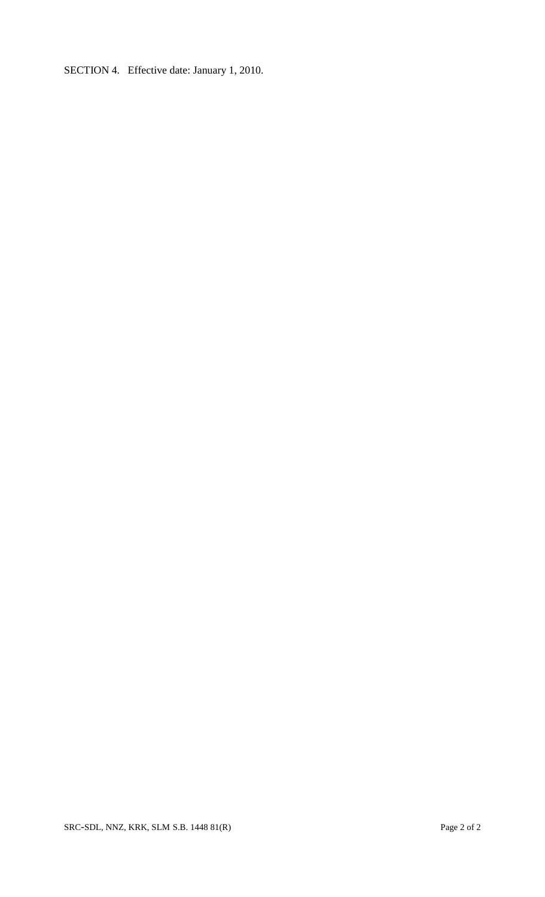SECTION 4. Effective date: January 1, 2010.